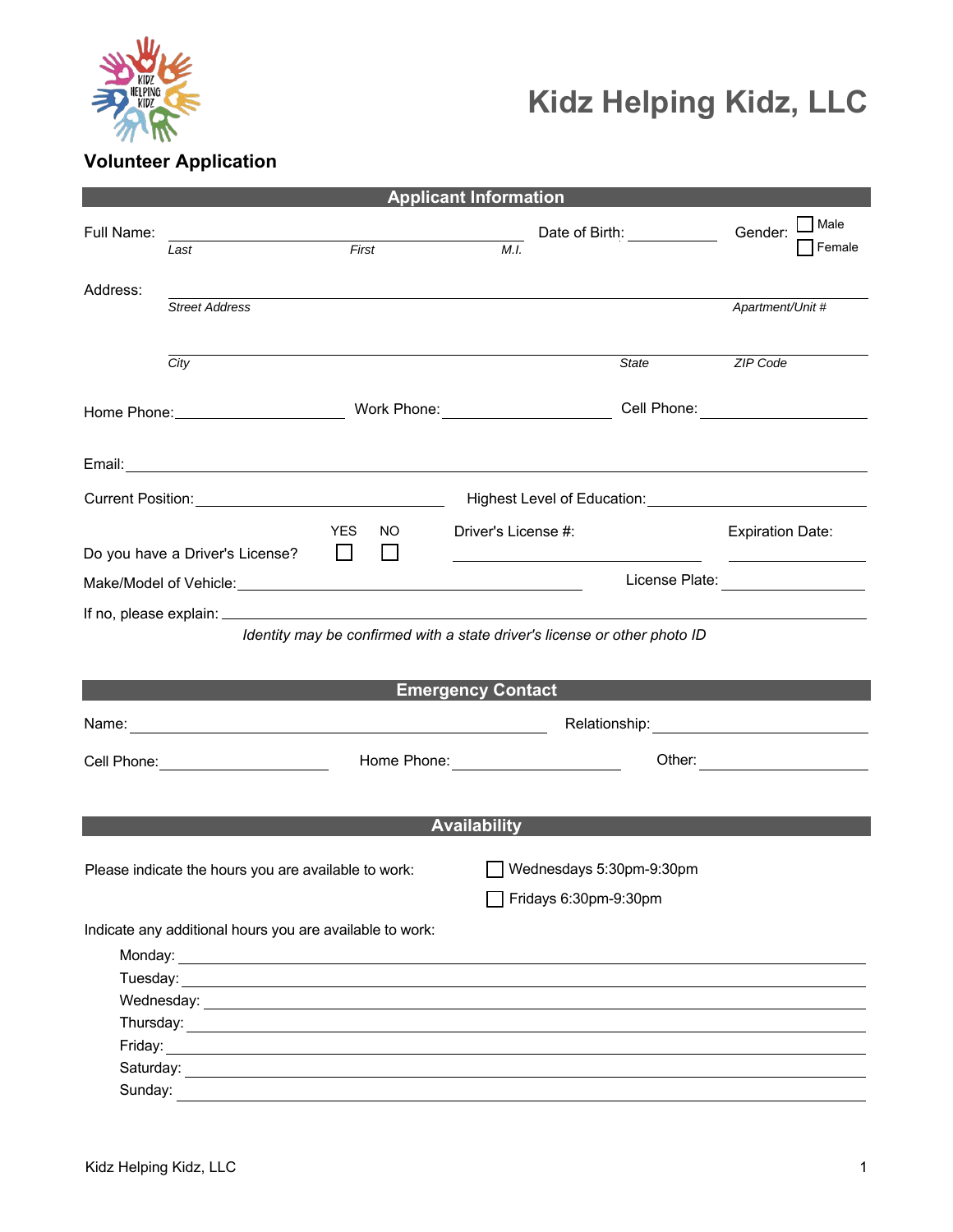# Kidz Helping Kidz, LLC

## Volunteer Application

### Applicant Information

Full Name: ______________________________________ Date of Birth: __________ Gender: ☐ Male ☐ Female

*Last* *First* *M.I.*

Address: ______________________________________________________________

*Street Address* *Apartment/Unit #*

______________________________________________________________

*City* *State* *ZIP Code*

Home Phone: __________________ Work Phone: __________________ Cell Phone: __________________

Email: ______________________________________________________________

Current Position: __________________________ Highest Level of Education: __________________________

Do you have a Driver's License? YES ☐ NO ☐ Driver's License #: __________________ Expiration Date: __________

Make/Model of Vehicle: ______________________________ License Plate: ______________

If no, please explain: ______________________________________________________________

*Identity may be confirmed with a state driver's license or other photo ID*

### Emergency Contact

Name: ______________________________________ Relationship: ______________________

Cell Phone: __________________ Home Phone: __________________ Other: __________________

### Availability

Please indicate the hours you are available to work:

☐ Wednesdays 5:30pm-9:30pm

☐ Fridays 6:30pm-9:30pm

Indicate any additional hours you are available to work:

- Monday: ______________________________________________________________
- Tuesday: ______________________________________________________________
- Wednesday: ______________________________________________________________
- Thursday: ______________________________________________________________
- Friday: ______________________________________________________________
- Saturday: ______________________________________________________________
- Sunday: ______________________________________________________________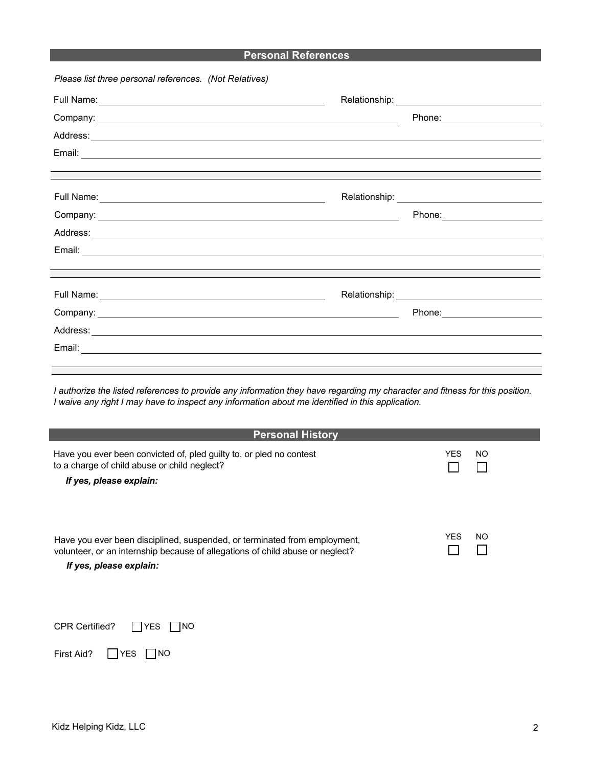## Personal References

*Please list three personal references. (Not Relatives)*

Full Name: ______________________ Relationship: ______________________

Company: ______________________ Phone: ______________________

Address: ______________________

Email: ______________________

---

Full Name: ______________________ Relationship: ______________________

Company: ______________________ Phone: ______________________

Address: ______________________

Email: ______________________

---

Full Name: ______________________ Relationship: ______________________

Company: ______________________ Phone: ______________________

Address: ______________________

Email: ______________________

---

*I authorize the listed references to provide any information they have regarding my character and fitness for this position. I waive any right I may have to inspect any information about me identified in this application.*

## Personal History

Have you ever been convicted of, pled guilty to, or pled no contest to a charge of child abuse or child neglect? ☐ YES ☐ NO

***If yes, please explain:***

Have you ever been disciplined, suspended, or terminated from employment, volunteer, or an internship because of allegations of child abuse or neglect? ☐ YES ☐ NO

***If yes, please explain:***

CPR Certified? ☐ YES ☐ NO

First Aid? ☐ YES ☐ NO

Kidz Helping Kidz, LLC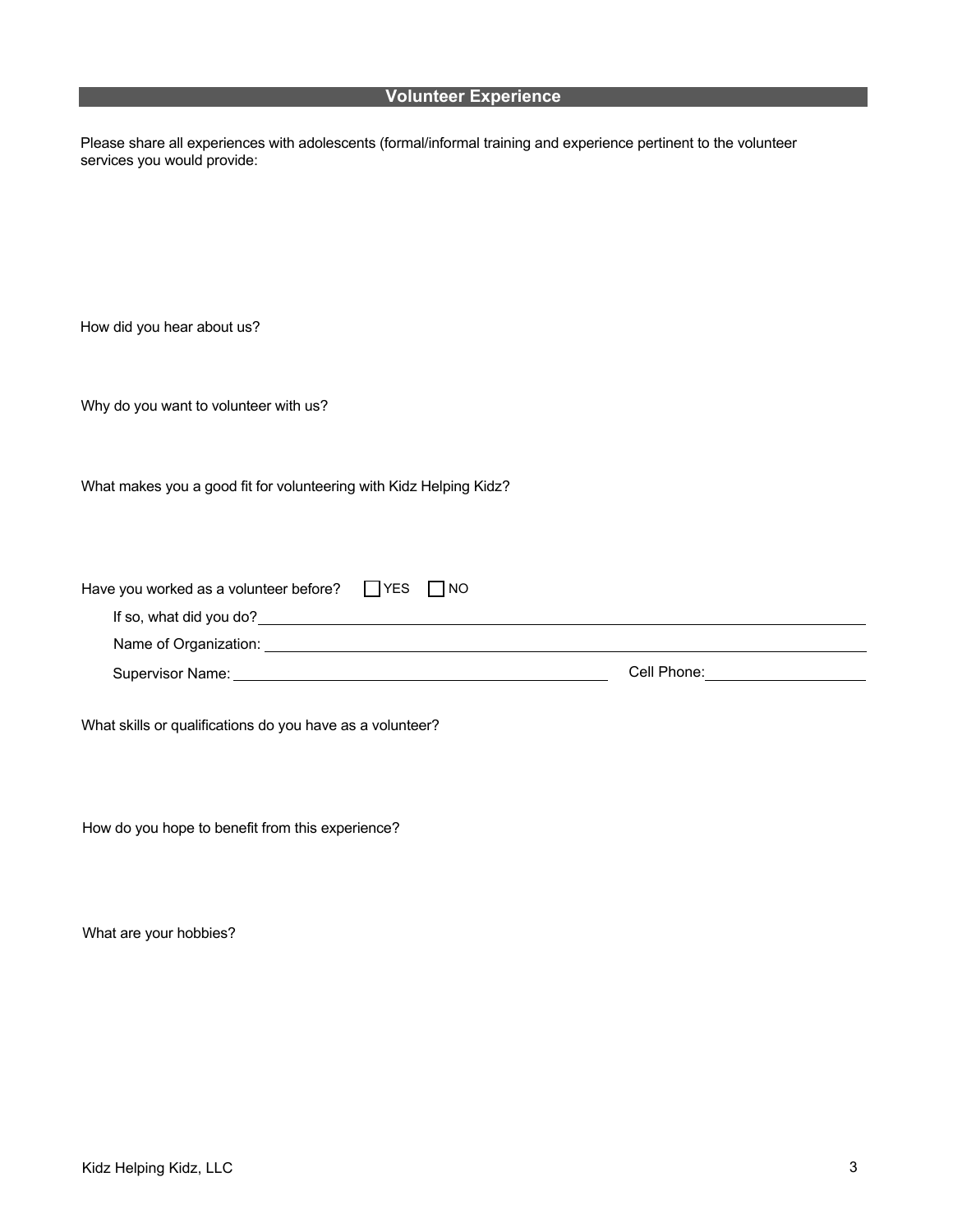## Volunteer Experience

Please share all experiences with adolescents (formal/informal training and experience pertinent to the volunteer services you would provide:

How did you hear about us?

Why do you want to volunteer with us?

What makes you a good fit for volunteering with Kidz Helping Kidz?

Have you worked as a volunteer before? ☐ YES ☐ NO

If so, what did you do? ______________________________

Name of Organization: ______________________________

Supervisor Name: ______________________________ Cell Phone: ______________

What skills or qualifications do you have as a volunteer?

How do you hope to benefit from this experience?

What are your hobbies?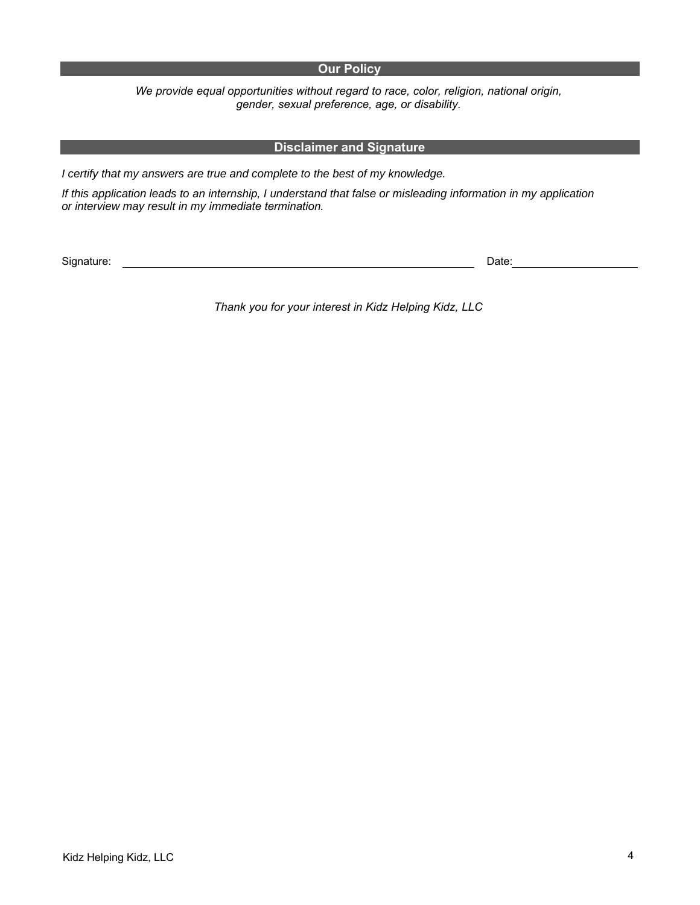## Our Policy

*We provide equal opportunities without regard to race, color, religion, national origin, gender, sexual preference, age, or disability.*

## Disclaimer and Signature

*I certify that my answers are true and complete to the best of my knowledge.*

*If this application leads to an internship, I understand that false or misleading information in my application or interview may result in my immediate termination.*

Signature: ______________________________________________ Date: ____________________

*Thank you for your interest in Kidz Helping Kidz, LLC*